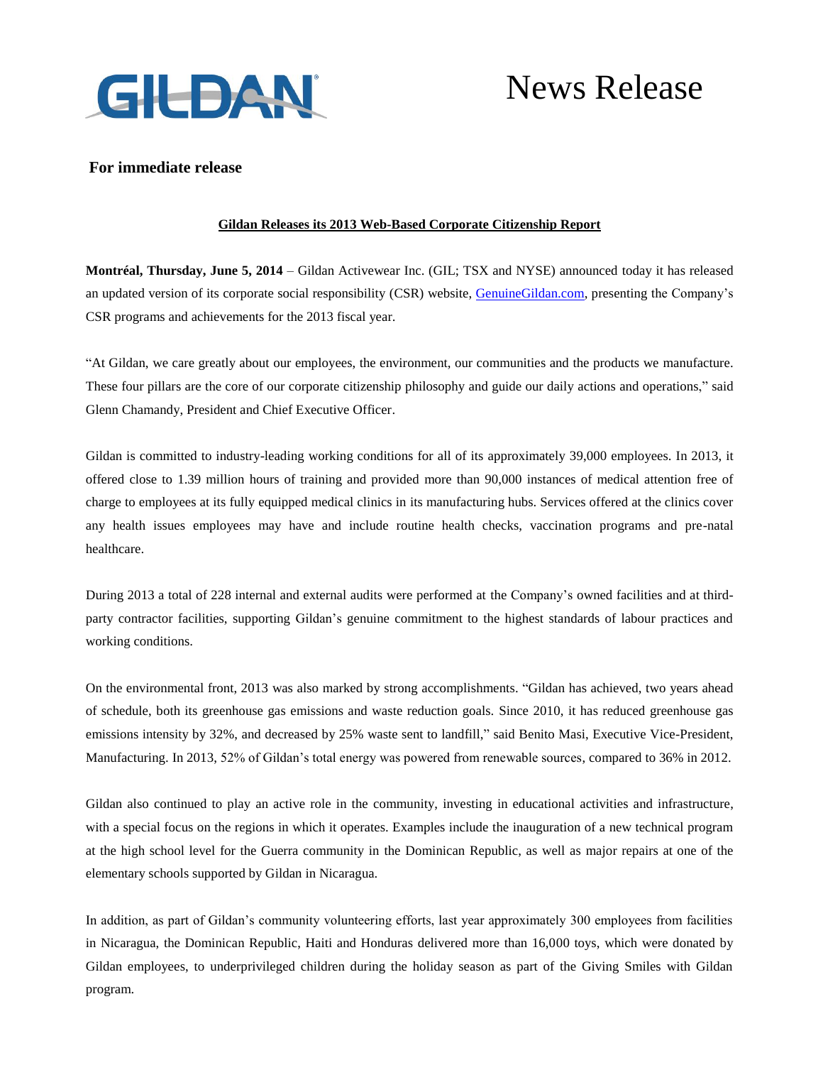# News Release

**For immediate release**

**Gildan Releases its 2013 Web-Based Corporate Citizenship Report**

**Montréal, Thursday, June 5, 2014** – Gildan Activewear Inc. (GIL; TSX and NYSE) announced today it has released an updated version of its corporate social responsibility (CSR) website, [GenuineGildan.com](GenuineGildan.com), presenting the Company's CSR programs and achievements for the 2013 fiscal year.

"At Gildan, we care greatly about our employees, the environment, our communities and the products we manufacture. These four pillars are the core of our corporate citizenship philosophy and guide our daily actions and operations," said Glenn Chamandy, President and Chief Executive Officer.

Gildan is committed to industry-leading working conditions for all of its approximately 39,000 employees. In 2013, it offered close to 1.39 million hours of training and provided more than 90,000 instances of medical attention free of charge to employees at its fully equipped medical clinics in its manufacturing hubs. Services offered at the clinics cover any health issues employees may have and include routine health checks, vaccination programs and pre-natal healthcare.

During 2013 a total of 228 internal and external audits were performed at the Company's owned facilities and at third-party contractor facilities, supporting Gildan's genuine commitment to the highest standards of labour practices and working conditions.

On the environmental front, 2013 was also marked by strong accomplishments. "Gildan has achieved, two years ahead of schedule, both its greenhouse gas emissions and waste reduction goals. Since 2010, it has reduced greenhouse gas emissions intensity by 32%, and decreased by 25% waste sent to landfill," said Benito Masi, Executive Vice-President, Manufacturing. In 2013, 52% of Gildan's total energy was powered from renewable sources, compared to 36% in 2012.

Gildan also continued to play an active role in the community, investing in educational activities and infrastructure, with a special focus on the regions in which it operates. Examples include the inauguration of a new technical program at the high school level for the Guerra community in the Dominican Republic, as well as major repairs at one of the elementary schools supported by Gildan in Nicaragua.

In addition, as part of Gildan's community volunteering efforts, last year approximately 300 employees from facilities in Nicaragua, the Dominican Republic, Haiti and Honduras delivered more than 16,000 toys, which were donated by Gildan employees, to underprivileged children during the holiday season as part of the Giving Smiles with Gildan program.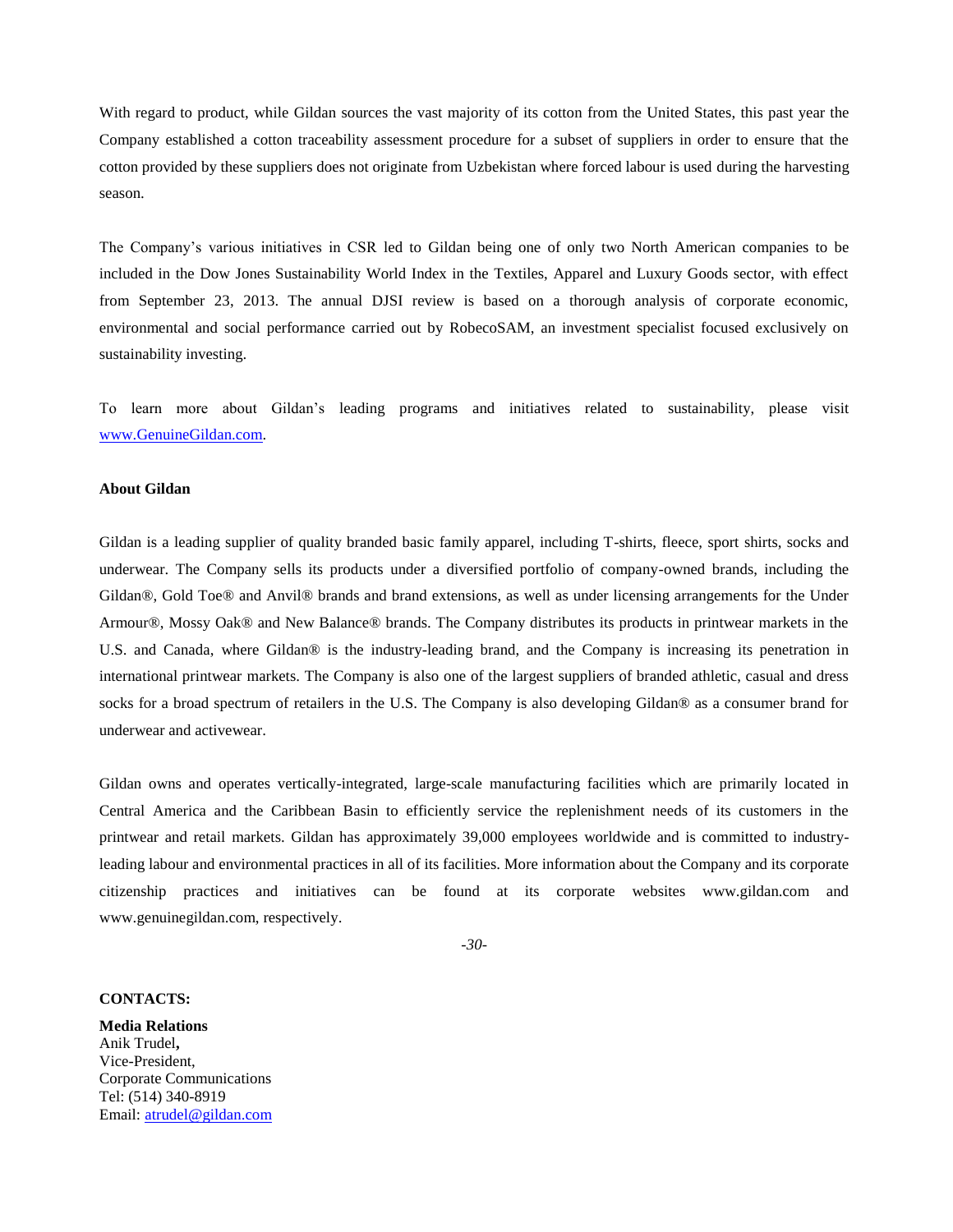With regard to product, while Gildan sources the vast majority of its cotton from the United States, this past year the Company established a cotton traceability assessment procedure for a subset of suppliers in order to ensure that the cotton provided by these suppliers does not originate from Uzbekistan where forced labour is used during the harvesting season.

The Company's various initiatives in CSR led to Gildan being one of only two North American companies to be included in the Dow Jones Sustainability World Index in the Textiles, Apparel and Luxury Goods sector, with effect from September 23, 2013. The annual DJSI review is based on a thorough analysis of corporate economic, environmental and social performance carried out by RobecoSAM, an investment specialist focused exclusively on sustainability investing.

To learn more about Gildan's leading programs and initiatives related to sustainability, please visit [www.GenuineGildan.com](http://www.GenuineGildan.com).

**About Gildan**

Gildan is a leading supplier of quality branded basic family apparel, including T-shirts, fleece, sport shirts, socks and underwear. The Company sells its products under a diversified portfolio of company-owned brands, including the Gildan®, Gold Toe® and Anvil® brands and brand extensions, as well as under licensing arrangements for the Under Armour®, Mossy Oak® and New Balance® brands. The Company distributes its products in printwear markets in the U.S. and Canada, where Gildan® is the industry-leading brand, and the Company is increasing its penetration in international printwear markets. The Company is also one of the largest suppliers of branded athletic, casual and dress socks for a broad spectrum of retailers in the U.S. The Company is also developing Gildan® as a consumer brand for underwear and activewear.

Gildan owns and operates vertically-integrated, large-scale manufacturing facilities which are primarily located in Central America and the Caribbean Basin to efficiently service the replenishment needs of its customers in the printwear and retail markets. Gildan has approximately 39,000 employees worldwide and is committed to industry-leading labour and environmental practices in all of its facilities. More information about the Company and its corporate citizenship practices and initiatives can be found at its corporate websites www.gildan.com and www.genuinegildan.com, respectively.

*-30-*

**CONTACTS:**

**Media Relations**
Anik Trudel**,**
Vice-President,
Corporate Communications
Tel: (514) 340-8919
Email: [atrudel@gildan.com](mailto:atrudel@gildan.com)